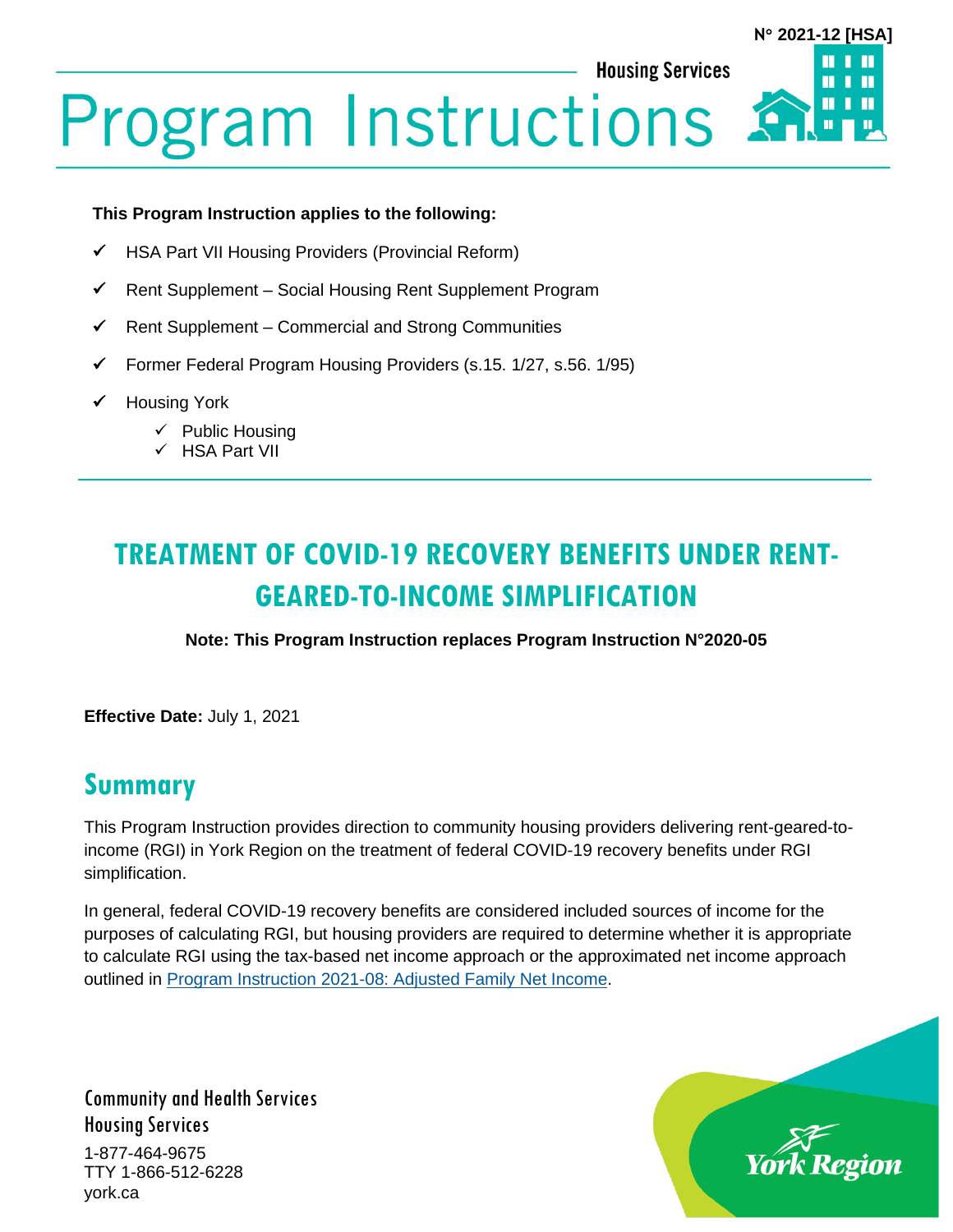N° 2021-12 [HSA]

Housing Services

# Program Instructions

**This Program Instruction applies to the following:**

- ✓ HSA Part VII Housing Providers (Provincial Reform)
- ✓ Rent Supplement – Social Housing Rent Supplement Program
- ✓ Rent Supplement – Commercial and Strong Communities
- ✓ Former Federal Program Housing Providers (s.15. 1/27, s.56. 1/95)
- ✓ Housing York
  - ✓ Public Housing
  - ✓ HSA Part VII

## TREATMENT OF COVID-19 RECOVERY BENEFITS UNDER RENT-GEARED-TO-INCOME SIMPLIFICATION

**Note: This Program Instruction replaces Program Instruction N°2020-05**

**Effective Date:** July 1, 2021

## Summary

This Program Instruction provides direction to community housing providers delivering rent-geared-to-income (RGI) in York Region on the treatment of federal COVID-19 recovery benefits under RGI simplification.

In general, federal COVID-19 recovery benefits are considered included sources of income for the purposes of calculating RGI, but housing providers are required to determine whether it is appropriate to calculate RGI using the tax-based net income approach or the approximated net income approach outlined in Program Instruction 2021-08: Adjusted Family Net Income.

Community and Health Services
Housing Services
1-877-464-9675
TTY 1-866-512-6228
york.ca

York Region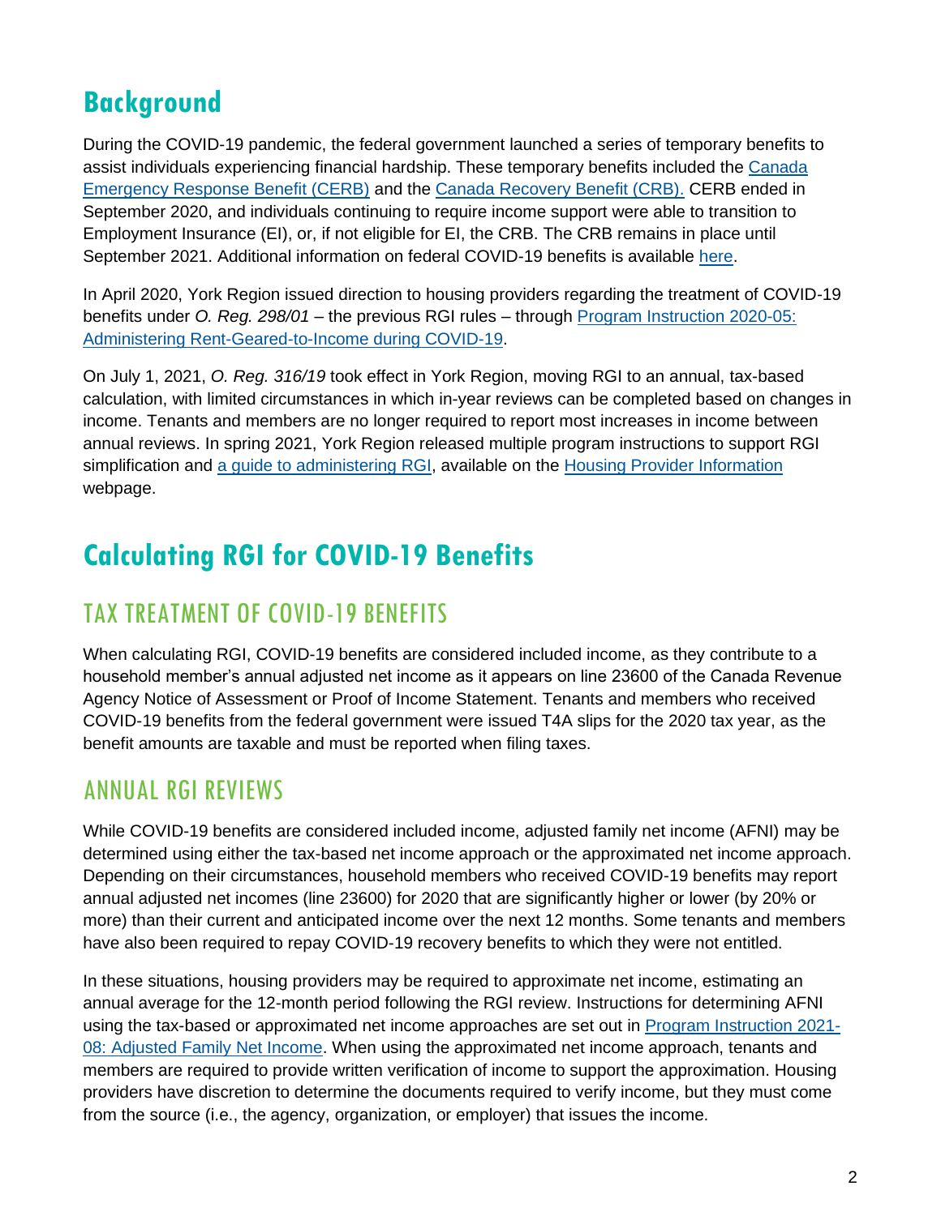# Background

During the COVID-19 pandemic, the federal government launched a series of temporary benefits to assist individuals experiencing financial hardship. These temporary benefits included the Canada Emergency Response Benefit (CERB) and the Canada Recovery Benefit (CRB). CERB ended in September 2020, and individuals continuing to require income support were able to transition to Employment Insurance (EI), or, if not eligible for EI, the CRB. The CRB remains in place until September 2021. Additional information on federal COVID-19 benefits is available here.

In April 2020, York Region issued direction to housing providers regarding the treatment of COVID-19 benefits under *O. Reg. 298/01* – the previous RGI rules – through Program Instruction 2020-05: Administering Rent-Geared-to-Income during COVID-19.

On July 1, 2021, *O. Reg. 316/19* took effect in York Region, moving RGI to an annual, tax-based calculation, with limited circumstances in which in-year reviews can be completed based on changes in income. Tenants and members are no longer required to report most increases in income between annual reviews. In spring 2021, York Region released multiple program instructions to support RGI simplification and a guide to administering RGI, available on the Housing Provider Information webpage.

# Calculating RGI for COVID-19 Benefits

## TAX TREATMENT OF COVID-19 BENEFITS

When calculating RGI, COVID-19 benefits are considered included income, as they contribute to a household member's annual adjusted net income as it appears on line 23600 of the Canada Revenue Agency Notice of Assessment or Proof of Income Statement. Tenants and members who received COVID-19 benefits from the federal government were issued T4A slips for the 2020 tax year, as the benefit amounts are taxable and must be reported when filing taxes.

## ANNUAL RGI REVIEWS

While COVID-19 benefits are considered included income, adjusted family net income (AFNI) may be determined using either the tax-based net income approach or the approximated net income approach. Depending on their circumstances, household members who received COVID-19 benefits may report annual adjusted net incomes (line 23600) for 2020 that are significantly higher or lower (by 20% or more) than their current and anticipated income over the next 12 months. Some tenants and members have also been required to repay COVID-19 recovery benefits to which they were not entitled.

In these situations, housing providers may be required to approximate net income, estimating an annual average for the 12-month period following the RGI review. Instructions for determining AFNI using the tax-based or approximated net income approaches are set out in Program Instruction 2021-08: Adjusted Family Net Income. When using the approximated net income approach, tenants and members are required to provide written verification of income to support the approximation. Housing providers have discretion to determine the documents required to verify income, but they must come from the source (i.e., the agency, organization, or employer) that issues the income.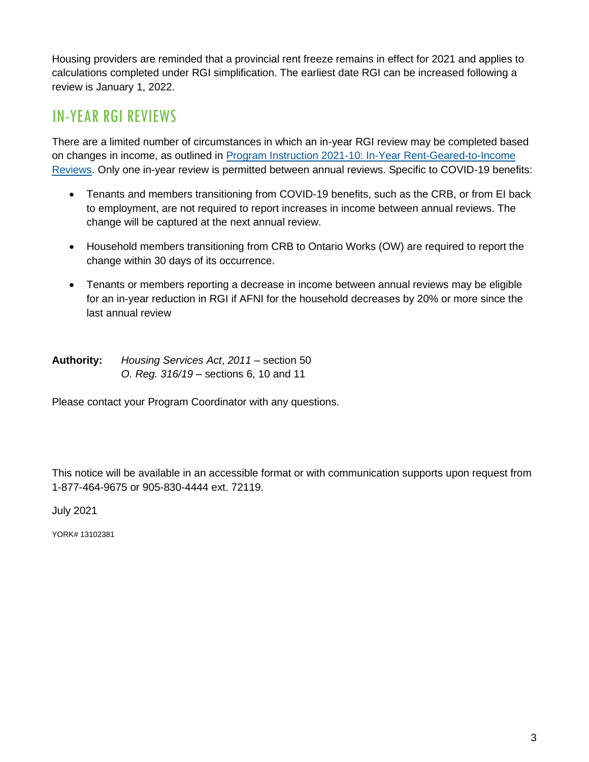Housing providers are reminded that a provincial rent freeze remains in effect for 2021 and applies to calculations completed under RGI simplification. The earliest date RGI can be increased following a review is January 1, 2022.

## IN-YEAR RGI REVIEWS

There are a limited number of circumstances in which an in-year RGI review may be completed based on changes in income, as outlined in [Program Instruction 2021-10: In-Year Rent-Geared-to-Income Reviews](). Only one in-year review is permitted between annual reviews. Specific to COVID-19 benefits:

- Tenants and members transitioning from COVID-19 benefits, such as the CRB, or from EI back to employment, are not required to report increases in income between annual reviews. The change will be captured at the next annual review.
- Household members transitioning from CRB to Ontario Works (OW) are required to report the change within 30 days of its occurrence.
- Tenants or members reporting a decrease in income between annual reviews may be eligible for an in-year reduction in RGI if AFNI for the household decreases by 20% or more since the last annual review

**Authority:** *Housing Services Act*, *2011* – section 50
*O. Reg. 316/19* – sections 6, 10 and 11

Please contact your Program Coordinator with any questions.

This notice will be available in an accessible format or with communication supports upon request from 1-877-464-9675 or 905-830-4444 ext. 72119.

July 2021

YORK# 13102381